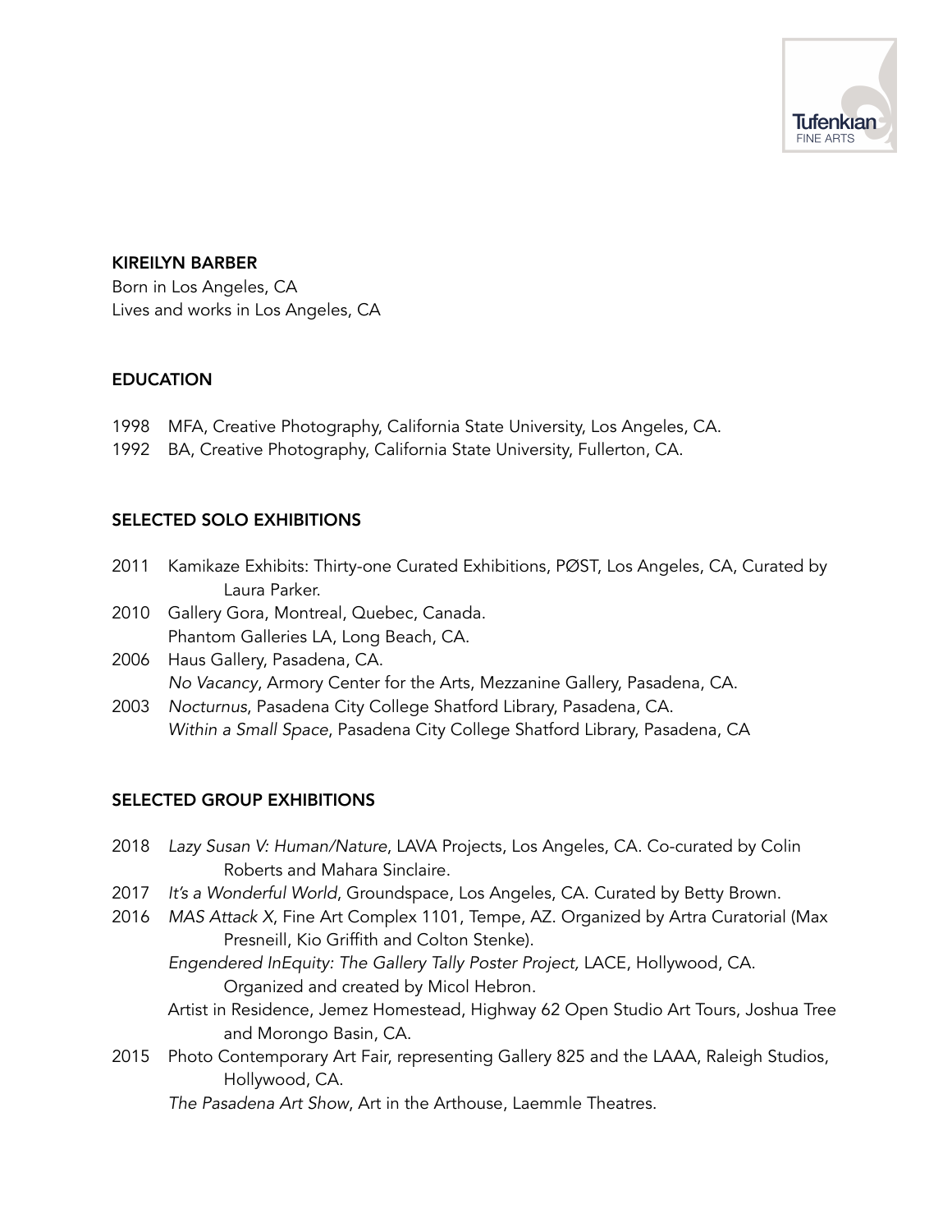Tufenkian FINE ARTS

## KIREILYN BARBER

Born in Los Angeles, CA
Lives and works in Los Angeles, CA

### EDUCATION

1998 MFA, Creative Photography, California State University, Los Angeles, CA.
1992 BA, Creative Photography, California State University, Fullerton, CA.

### SELECTED SOLO EXHIBITIONS

2011 Kamikaze Exhibits: Thirty-one Curated Exhibitions, PØST, Los Angeles, CA, Curated by Laura Parker.

2010 Gallery Gora, Montreal, Quebec, Canada.
Phantom Galleries LA, Long Beach, CA.

2006 Haus Gallery, Pasadena, CA.
*No Vacancy*, Armory Center for the Arts, Mezzanine Gallery, Pasadena, CA.

2003 *Nocturnus*, Pasadena City College Shatford Library, Pasadena, CA.
*Within a Small Space*, Pasadena City College Shatford Library, Pasadena, CA

### SELECTED GROUP EXHIBITIONS

2018 *Lazy Susan V: Human/Nature*, LAVA Projects, Los Angeles, CA. Co-curated by Colin Roberts and Mahara Sinclaire.

2017 *It's a Wonderful World*, Groundspace, Los Angeles, CA. Curated by Betty Brown.

2016 *MAS Attack X*, Fine Art Complex 1101, Tempe, AZ. Organized by Artra Curatorial (Max Presneill, Kio Griffith and Colton Stenke).
*Engendered InEquity: The Gallery Tally Poster Project,* LACE, Hollywood, CA. Organized and created by Micol Hebron.
Artist in Residence, Jemez Homestead, Highway 62 Open Studio Art Tours, Joshua Tree and Morongo Basin, CA.

2015 Photo Contemporary Art Fair, representing Gallery 825 and the LAAA, Raleigh Studios, Hollywood, CA.
*The Pasadena Art Show*, Art in the Arthouse, Laemmle Theatres.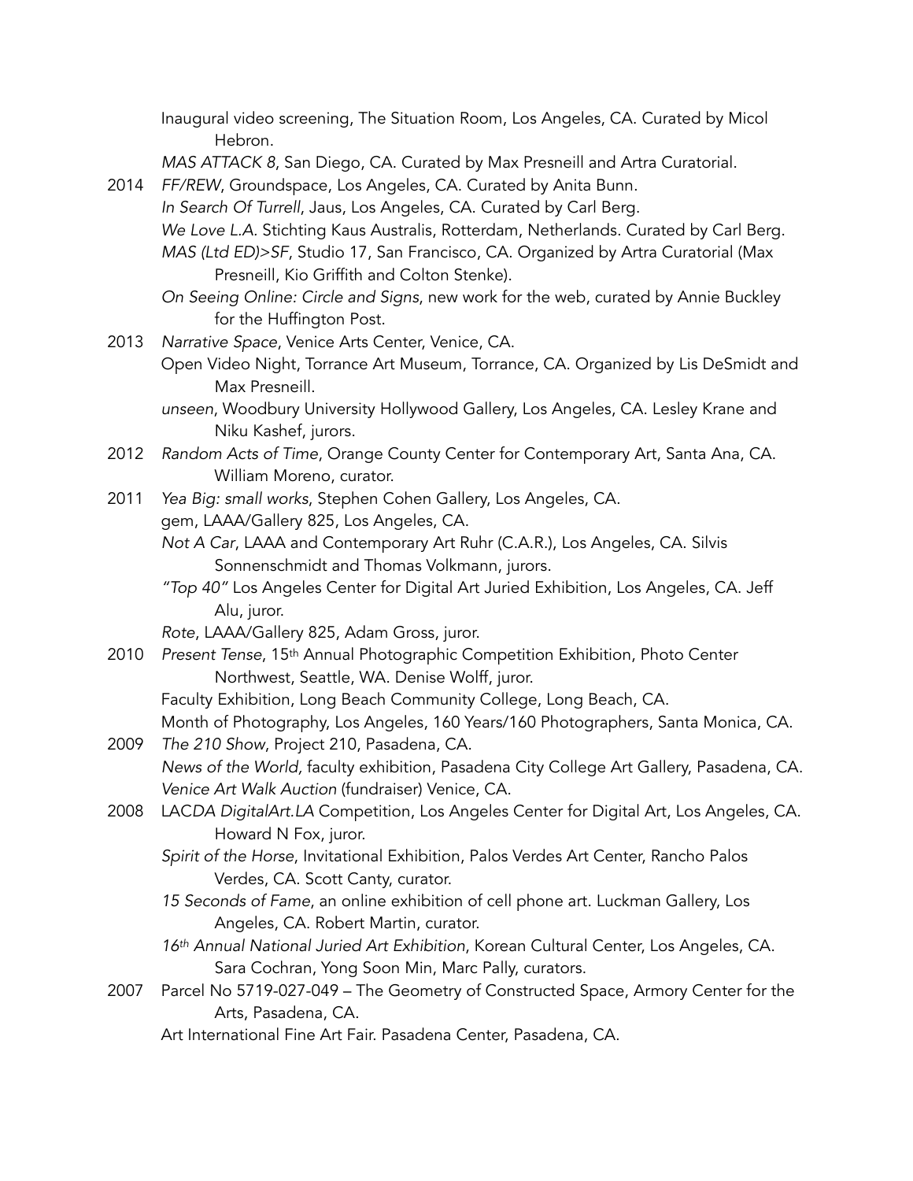Inaugural video screening, The Situation Room, Los Angeles, CA. Curated by Micol Hebron.

*MAS ATTACK 8*, San Diego, CA. Curated by Max Presneill and Artra Curatorial.

2014 *FF/REW*, Groundspace, Los Angeles, CA. Curated by Anita Bunn.

*In Search Of Turrell*, Jaus, Los Angeles, CA. Curated by Carl Berg.

*We Love L.A.* Stichting Kaus Australis, Rotterdam, Netherlands. Curated by Carl Berg.

*MAS (Ltd ED)>SF*, Studio 17, San Francisco, CA. Organized by Artra Curatorial (Max Presneill, Kio Griffith and Colton Stenke).

*On Seeing Online: Circle and Signs*, new work for the web, curated by Annie Buckley for the Huffington Post.

2013 *Narrative Space*, Venice Arts Center, Venice, CA.

Open Video Night, Torrance Art Museum, Torrance, CA. Organized by Lis DeSmidt and Max Presneill.

*unseen*, Woodbury University Hollywood Gallery, Los Angeles, CA. Lesley Krane and Niku Kashef, jurors.

2012 *Random Acts of Time*, Orange County Center for Contemporary Art, Santa Ana, CA. William Moreno, curator.

2011 *Yea Big: small works*, Stephen Cohen Gallery, Los Angeles, CA.

gem, LAAA/Gallery 825, Los Angeles, CA.

*Not A Car*, LAAA and Contemporary Art Ruhr (C.A.R.), Los Angeles, CA. Silvis Sonnenschmidt and Thomas Volkmann, jurors.

*"Top 40"* Los Angeles Center for Digital Art Juried Exhibition, Los Angeles, CA. Jeff Alu, juror.

*Rote*, LAAA/Gallery 825, Adam Gross, juror.

2010 *Present Tense*, 15th Annual Photographic Competition Exhibition, Photo Center Northwest, Seattle, WA. Denise Wolff, juror.

Faculty Exhibition, Long Beach Community College, Long Beach, CA.

Month of Photography, Los Angeles, 160 Years/160 Photographers, Santa Monica, CA.

2009 *The 210 Show*, Project 210, Pasadena, CA.

*News of the World*, faculty exhibition, Pasadena City College Art Gallery, Pasadena, CA.

*Venice Art Walk Auction* (fundraiser) Venice, CA.

2008 LA*CDA DigitalArt.LA* Competition, Los Angeles Center for Digital Art, Los Angeles, CA. Howard N Fox, juror.

*Spirit of the Horse*, Invitational Exhibition, Palos Verdes Art Center, Rancho Palos Verdes, CA. Scott Canty, curator.

*15 Seconds of Fame*, an online exhibition of cell phone art. Luckman Gallery, Los Angeles, CA. Robert Martin, curator.

*16th Annual National Juried Art Exhibition*, Korean Cultural Center, Los Angeles, CA. Sara Cochran, Yong Soon Min, Marc Pally, curators.

2007 Parcel No 5719-027-049 – The Geometry of Constructed Space, Armory Center for the Arts, Pasadena, CA.

Art International Fine Art Fair. Pasadena Center, Pasadena, CA.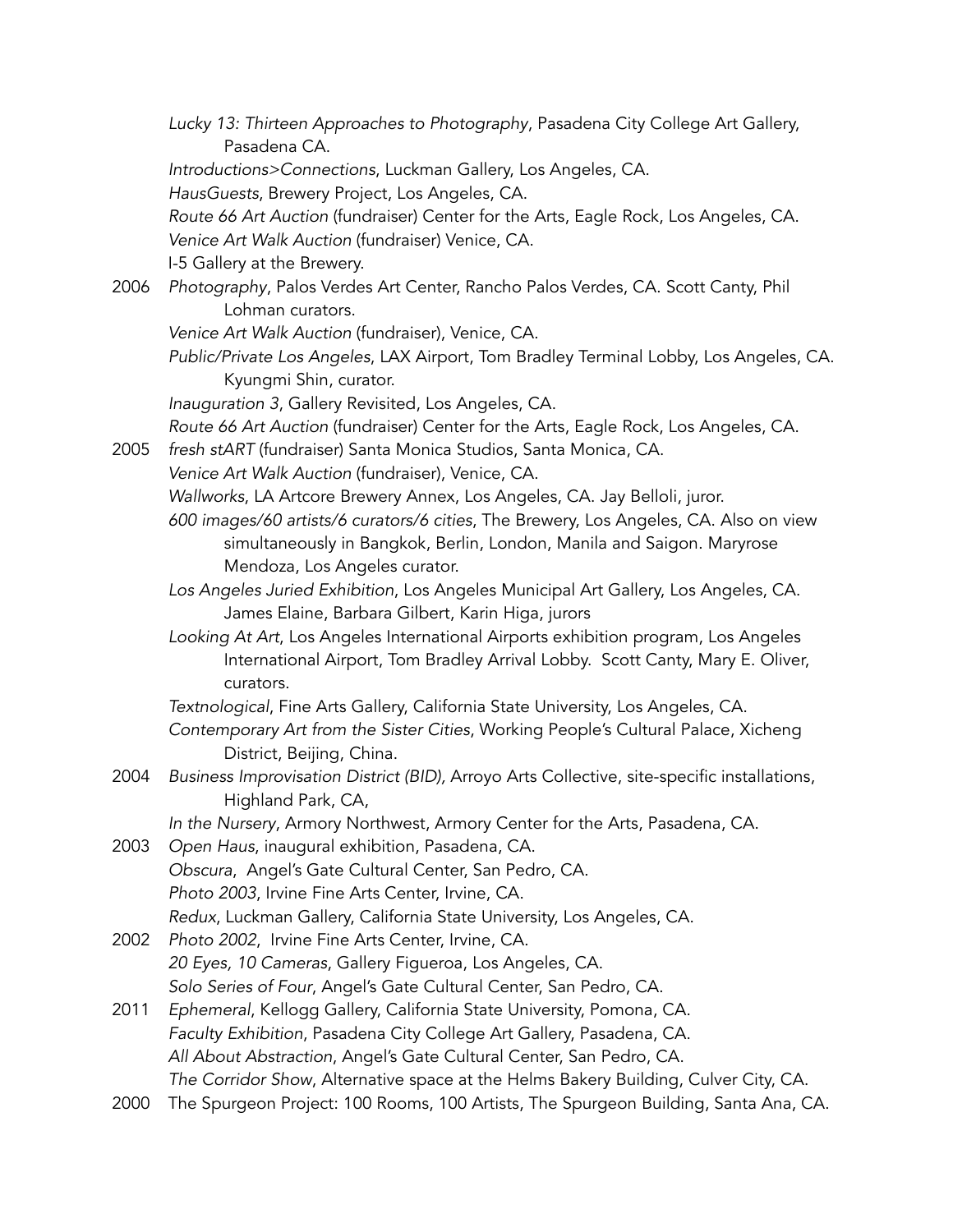*Lucky 13: Thirteen Approaches to Photography*, Pasadena City College Art Gallery, Pasadena CA.
*Introductions>Connections*, Luckman Gallery, Los Angeles, CA.
*HausGuests*, Brewery Project, Los Angeles, CA.
*Route 66 Art Auction* (fundraiser) Center for the Arts, Eagle Rock, Los Angeles, CA.
*Venice Art Walk Auction* (fundraiser) Venice, CA.
I-5 Gallery at the Brewery.

2006 *Photography*, Palos Verdes Art Center, Rancho Palos Verdes, CA. Scott Canty, Phil Lohman curators.
*Venice Art Walk Auction* (fundraiser), Venice, CA.
*Public/Private Los Angeles*, LAX Airport, Tom Bradley Terminal Lobby, Los Angeles, CA. Kyungmi Shin, curator.
*Inauguration 3*, Gallery Revisited, Los Angeles, CA.
*Route 66 Art Auction* (fundraiser) Center for the Arts, Eagle Rock, Los Angeles, CA.

2005 *fresh stART* (fundraiser) Santa Monica Studios, Santa Monica, CA.
*Venice Art Walk Auction* (fundraiser), Venice, CA.
*Wallworks*, LA Artcore Brewery Annex, Los Angeles, CA. Jay Belloli, juror.
*600 images/60 artists/6 curators/6 cities*, The Brewery, Los Angeles, CA. Also on view simultaneously in Bangkok, Berlin, London, Manila and Saigon. Maryrose Mendoza, Los Angeles curator.
*Los Angeles Juried Exhibition*, Los Angeles Municipal Art Gallery, Los Angeles, CA. James Elaine, Barbara Gilbert, Karin Higa, jurors
*Looking At Art*, Los Angeles International Airports exhibition program, Los Angeles International Airport, Tom Bradley Arrival Lobby. Scott Canty, Mary E. Oliver, curators.
*Textnological*, Fine Arts Gallery, California State University, Los Angeles, CA.
*Contemporary Art from the Sister Cities*, Working People's Cultural Palace, Xicheng District, Beijing, China.

2004 *Business Improvisation District (BID),* Arroyo Arts Collective, site-specific installations, Highland Park, CA,
*In the Nursery*, Armory Northwest, Armory Center for the Arts, Pasadena, CA.

2003 *Open Haus*, inaugural exhibition, Pasadena, CA.
*Obscura*, Angel's Gate Cultural Center, San Pedro, CA.
*Photo 2003*, Irvine Fine Arts Center, Irvine, CA.
*Redux*, Luckman Gallery, California State University, Los Angeles, CA.

2002 *Photo 2002*, Irvine Fine Arts Center, Irvine, CA.
*20 Eyes, 10 Cameras*, Gallery Figueroa, Los Angeles, CA.
*Solo Series of Four*, Angel's Gate Cultural Center, San Pedro, CA.

2011 *Ephemeral*, Kellogg Gallery, California State University, Pomona, CA.
*Faculty Exhibition*, Pasadena City College Art Gallery, Pasadena, CA.
*All About Abstraction*, Angel's Gate Cultural Center, San Pedro, CA.
*The Corridor Show*, Alternative space at the Helms Bakery Building, Culver City, CA.

2000 The Spurgeon Project: 100 Rooms, 100 Artists, The Spurgeon Building, Santa Ana, CA.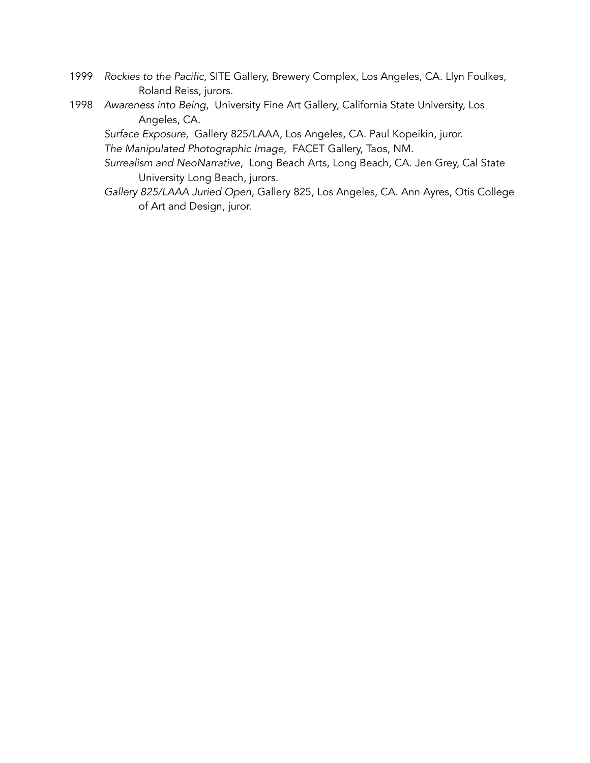1999 *Rockies to the Pacific*, SITE Gallery, Brewery Complex, Los Angeles, CA. Llyn Foulkes, Roland Reiss, jurors.

1998 *Awareness into Being*, University Fine Art Gallery, California State University, Los Angeles, CA.

*Surface Exposure*, Gallery 825/LAAA, Los Angeles, CA. Paul Kopeikin, juror.

*The Manipulated Photographic Image*, FACET Gallery, Taos, NM.

*Surrealism and NeoNarrative*, Long Beach Arts, Long Beach, CA. Jen Grey, Cal State University Long Beach, jurors.

*Gallery 825/LAAA Juried Open*, Gallery 825, Los Angeles, CA. Ann Ayres, Otis College of Art and Design, juror.